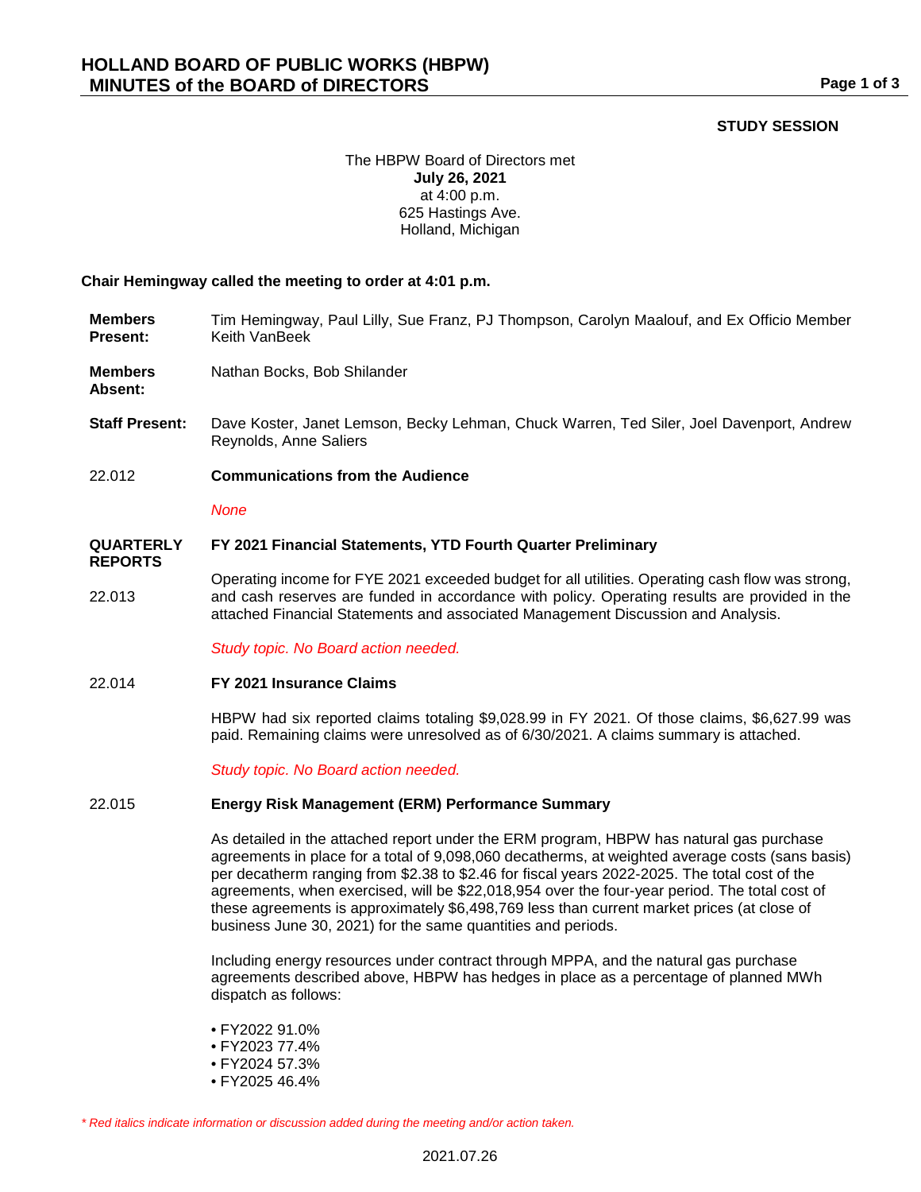# HOLLAND BOARD OF PUBLIC WORKS (HBPW)
## MINUTES of the BOARD of DIRECTORS

**STUDY SESSION**

The HBPW Board of Directors met
**July 26, 2021**
at 4:00 p.m.
625 Hastings Ave.
Holland, Michigan

**Chair Hemingway called the meeting to order at 4:01 p.m.**

**Members Present:** Tim Hemingway, Paul Lilly, Sue Franz, PJ Thompson, Carolyn Maalouf, and Ex Officio Member Keith VanBeek

**Members Absent:** Nathan Bocks, Bob Shilander

**Staff Present:** Dave Koster, Janet Lemson, Becky Lehman, Chuck Warren, Ted Siler, Joel Davenport, Andrew Reynolds, Anne Saliers

22.012 **Communications from the Audience**

*None*

**QUARTERLY REPORTS**

22.013 **FY 2021 Financial Statements, YTD Fourth Quarter Preliminary**

Operating income for FYE 2021 exceeded budget for all utilities. Operating cash flow was strong, and cash reserves are funded in accordance with policy. Operating results are provided in the attached Financial Statements and associated Management Discussion and Analysis.

*Study topic. No Board action needed.*

22.014 **FY 2021 Insurance Claims**

HBPW had six reported claims totaling $9,028.99 in FY 2021. Of those claims, $6,627.99 was paid. Remaining claims were unresolved as of 6/30/2021. A claims summary is attached.

*Study topic. No Board action needed.*

22.015 **Energy Risk Management (ERM) Performance Summary**

As detailed in the attached report under the ERM program, HBPW has natural gas purchase agreements in place for a total of 9,098,060 decatherms, at weighted average costs (sans basis) per decatherm ranging from $2.38 to $2.46 for fiscal years 2022-2025. The total cost of the agreements, when exercised, will be $22,018,954 over the four-year period. The total cost of these agreements is approximately $6,498,769 less than current market prices (at close of business June 30, 2021) for the same quantities and periods.

Including energy resources under contract through MPPA, and the natural gas purchase agreements described above, HBPW has hedges in place as a percentage of planned MWh dispatch as follows:

- FY2022 91.0%
- FY2023 77.4%
- FY2024 57.3%
- FY2025 46.4%

*\* Red italics indicate information or discussion added during the meeting and/or action taken.*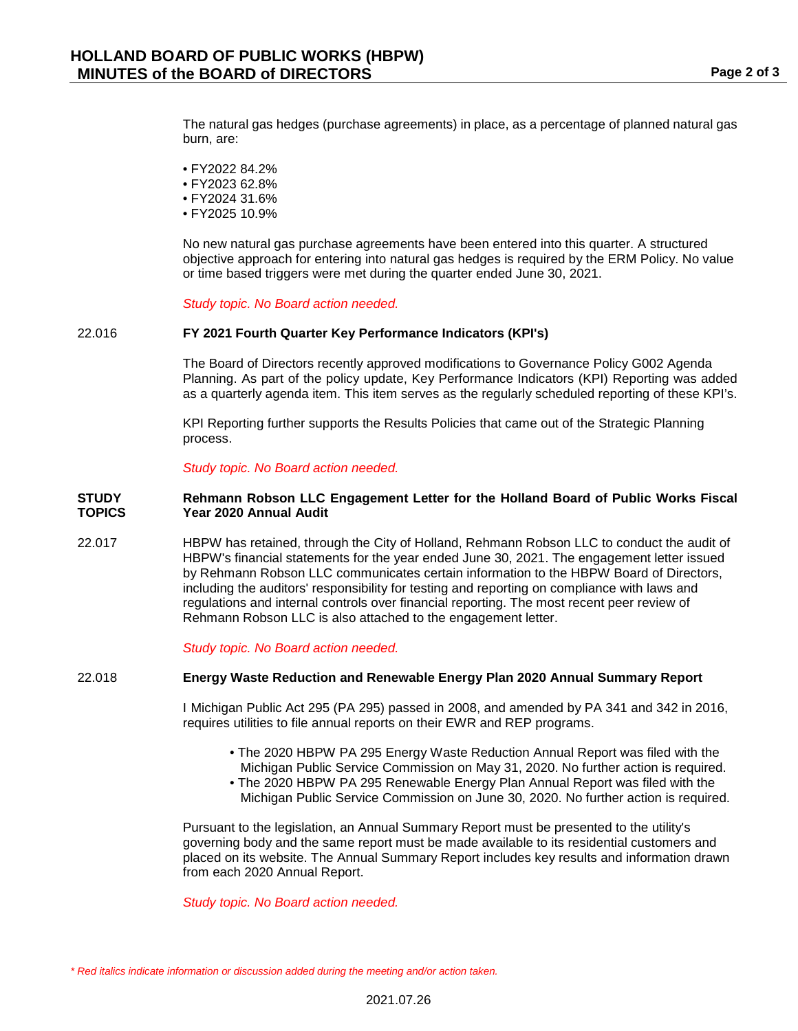The natural gas hedges (purchase agreements) in place, as a percentage of planned natural gas burn, are:

- FY2022 84.2%
- FY2023 62.8%
- FY2024 31.6%
- FY2025 10.9%

No new natural gas purchase agreements have been entered into this quarter. A structured objective approach for entering into natural gas hedges is required by the ERM Policy. No value or time based triggers were met during the quarter ended June 30, 2021.

*Study topic. No Board action needed.*

**22.016 FY 2021 Fourth Quarter Key Performance Indicators (KPI's)**

The Board of Directors recently approved modifications to Governance Policy G002 Agenda Planning. As part of the policy update, Key Performance Indicators (KPI) Reporting was added as a quarterly agenda item. This item serves as the regularly scheduled reporting of these KPI's.

KPI Reporting further supports the Results Policies that came out of the Strategic Planning process.

*Study topic. No Board action needed.*

**STUDY TOPICS**

**Rehmann Robson LLC Engagement Letter for the Holland Board of Public Works Fiscal Year 2020 Annual Audit**

22.017 HBPW has retained, through the City of Holland, Rehmann Robson LLC to conduct the audit of HBPW's financial statements for the year ended June 30, 2021. The engagement letter issued by Rehmann Robson LLC communicates certain information to the HBPW Board of Directors, including the auditors' responsibility for testing and reporting on compliance with laws and regulations and internal controls over financial reporting. The most recent peer review of Rehmann Robson LLC is also attached to the engagement letter.

*Study topic. No Board action needed.*

**22.018 Energy Waste Reduction and Renewable Energy Plan 2020 Annual Summary Report**

I Michigan Public Act 295 (PA 295) passed in 2008, and amended by PA 341 and 342 in 2016, requires utilities to file annual reports on their EWR and REP programs.

- The 2020 HBPW PA 295 Energy Waste Reduction Annual Report was filed with the Michigan Public Service Commission on May 31, 2020. No further action is required.
- The 2020 HBPW PA 295 Renewable Energy Plan Annual Report was filed with the Michigan Public Service Commission on June 30, 2020. No further action is required.

Pursuant to the legislation, an Annual Summary Report must be presented to the utility's governing body and the same report must be made available to its residential customers and placed on its website. The Annual Summary Report includes key results and information drawn from each 2020 Annual Report.

*Study topic. No Board action needed.*

*\* Red italics indicate information or discussion added during the meeting and/or action taken.*

2021.07.26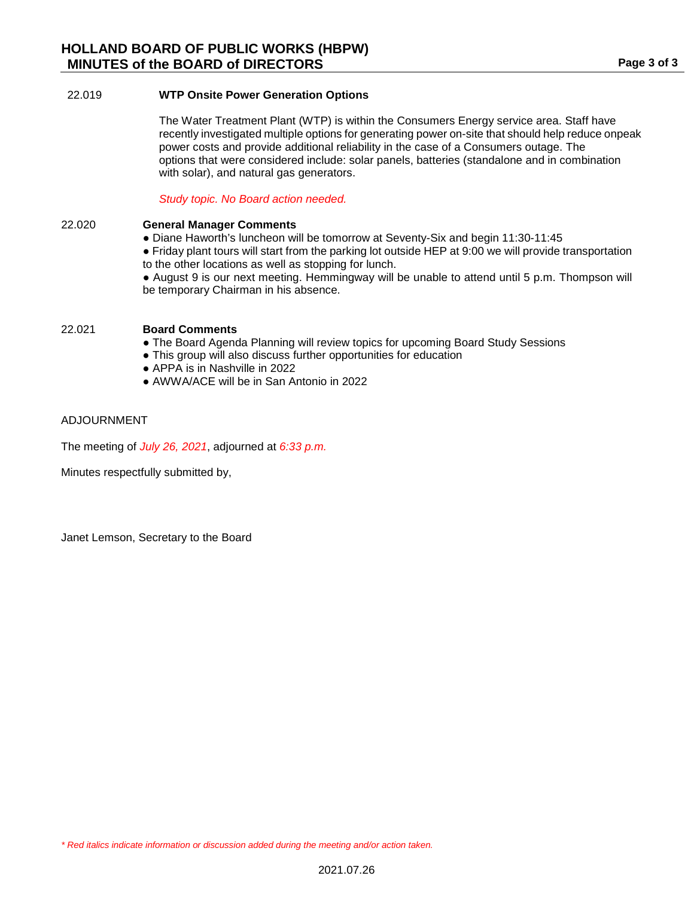22.019 **WTP Onsite Power Generation Options**

The Water Treatment Plant (WTP) is within the Consumers Energy service area. Staff have recently investigated multiple options for generating power on-site that should help reduce onpeak power costs and provide additional reliability in the case of a Consumers outage. The options that were considered include: solar panels, batteries (standalone and in combination with solar), and natural gas generators.

*Study topic. No Board action needed.*

22.020 **General Manager Comments**

- Diane Haworth's luncheon will be tomorrow at Seventy-Six and begin 11:30-11:45
- Friday plant tours will start from the parking lot outside HEP at 9:00 we will provide transportation to the other locations as well as stopping for lunch.
- August 9 is our next meeting. Hemmingway will be unable to attend until 5 p.m. Thompson will be temporary Chairman in his absence.

22.021 **Board Comments**

- The Board Agenda Planning will review topics for upcoming Board Study Sessions
- This group will also discuss further opportunities for education
- APPA is in Nashville in 2022
- AWWA/ACE will be in San Antonio in 2022

ADJOURNMENT

The meeting of *July 26, 2021*, adjourned at *6:33 p.m.*

Minutes respectfully submitted by,

Janet Lemson, Secretary to the Board

*\* Red italics indicate information or discussion added during the meeting and/or action taken.*

2021.07.26